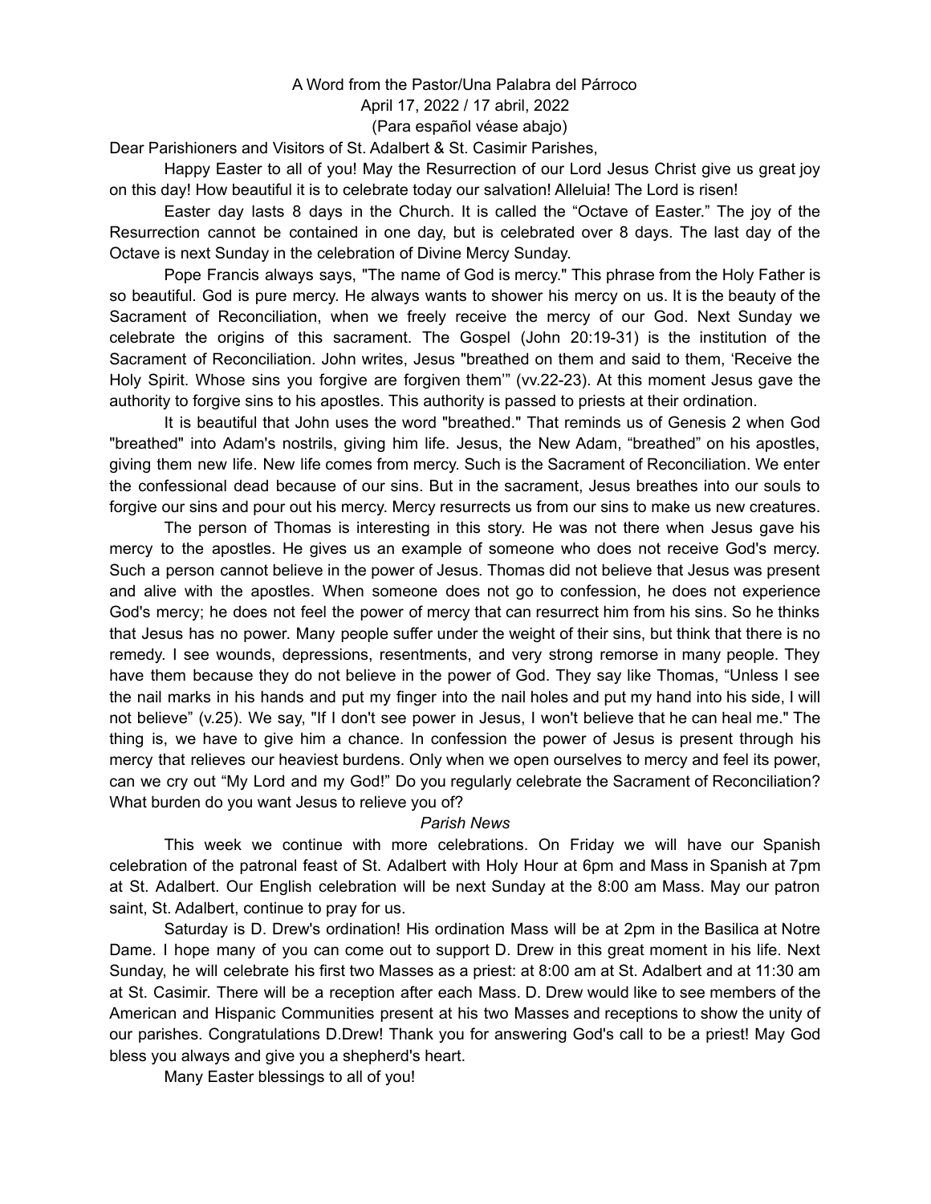A Word from the Pastor/Una Palabra del Párroco

April 17, 2022 / 17 abril, 2022

(Para español véase abajo)

Dear Parishioners and Visitors of St. Adalbert & St. Casimir Parishes,

Happy Easter to all of you! May the Resurrection of our Lord Jesus Christ give us great joy on this day! How beautiful it is to celebrate today our salvation! Alleluia! The Lord is risen!

Easter day lasts 8 days in the Church. It is called the "Octave of Easter." The joy of the Resurrection cannot be contained in one day, but is celebrated over 8 days. The last day of the Octave is next Sunday in the celebration of Divine Mercy Sunday.

Pope Francis always says, "The name of God is mercy." This phrase from the Holy Father is so beautiful. God is pure mercy. He always wants to shower his mercy on us. It is the beauty of the Sacrament of Reconciliation, when we freely receive the mercy of our God. Next Sunday we celebrate the origins of this sacrament. The Gospel (John 20:19-31) is the institution of the Sacrament of Reconciliation. John writes, Jesus "breathed on them and said to them, 'Receive the Holy Spirit. Whose sins you forgive are forgiven them'" (vv.22-23). At this moment Jesus gave the authority to forgive sins to his apostles. This authority is passed to priests at their ordination.

It is beautiful that John uses the word "breathed." That reminds us of Genesis 2 when God "breathed" into Adam's nostrils, giving him life. Jesus, the New Adam, "breathed" on his apostles, giving them new life. New life comes from mercy. Such is the Sacrament of Reconciliation. We enter the confessional dead because of our sins. But in the sacrament, Jesus breathes into our souls to forgive our sins and pour out his mercy. Mercy resurrects us from our sins to make us new creatures.

The person of Thomas is interesting in this story. He was not there when Jesus gave his mercy to the apostles. He gives us an example of someone who does not receive God's mercy. Such a person cannot believe in the power of Jesus. Thomas did not believe that Jesus was present and alive with the apostles. When someone does not go to confession, he does not experience God's mercy; he does not feel the power of mercy that can resurrect him from his sins. So he thinks that Jesus has no power. Many people suffer under the weight of their sins, but think that there is no remedy. I see wounds, depressions, resentments, and very strong remorse in many people. They have them because they do not believe in the power of God. They say like Thomas, "Unless I see the nail marks in his hands and put my finger into the nail holes and put my hand into his side, I will not believe" (v.25). We say, "If I don't see power in Jesus, I won't believe that he can heal me." The thing is, we have to give him a chance. In confession the power of Jesus is present through his mercy that relieves our heaviest burdens. Only when we open ourselves to mercy and feel its power, can we cry out "My Lord and my God!" Do you regularly celebrate the Sacrament of Reconciliation? What burden do you want Jesus to relieve you of?

*Parish News*

This week we continue with more celebrations. On Friday we will have our Spanish celebration of the patronal feast of St. Adalbert with Holy Hour at 6pm and Mass in Spanish at 7pm at St. Adalbert. Our English celebration will be next Sunday at the 8:00 am Mass. May our patron saint, St. Adalbert, continue to pray for us.

Saturday is D. Drew's ordination! His ordination Mass will be at 2pm in the Basilica at Notre Dame. I hope many of you can come out to support D. Drew in this great moment in his life. Next Sunday, he will celebrate his first two Masses as a priest: at 8:00 am at St. Adalbert and at 11:30 am at St. Casimir. There will be a reception after each Mass. D. Drew would like to see members of the American and Hispanic Communities present at his two Masses and receptions to show the unity of our parishes. Congratulations D.Drew! Thank you for answering God's call to be a priest! May God bless you always and give you a shepherd's heart.

Many Easter blessings to all of you!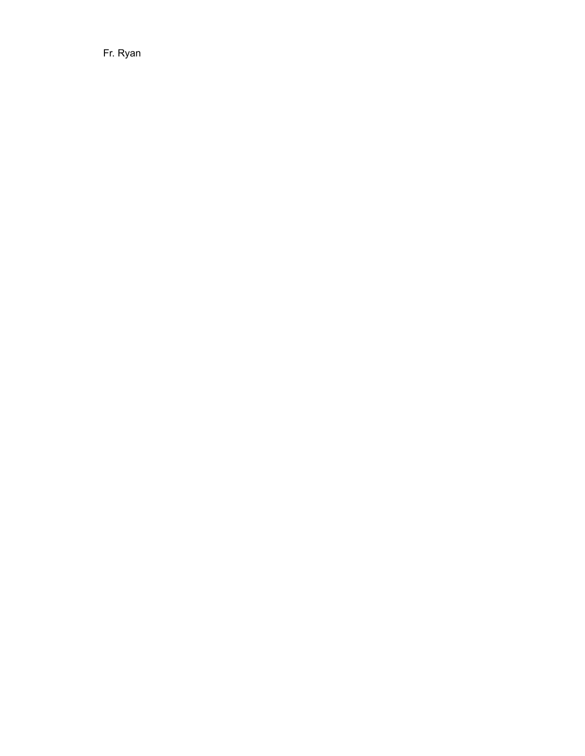Fr. Ryan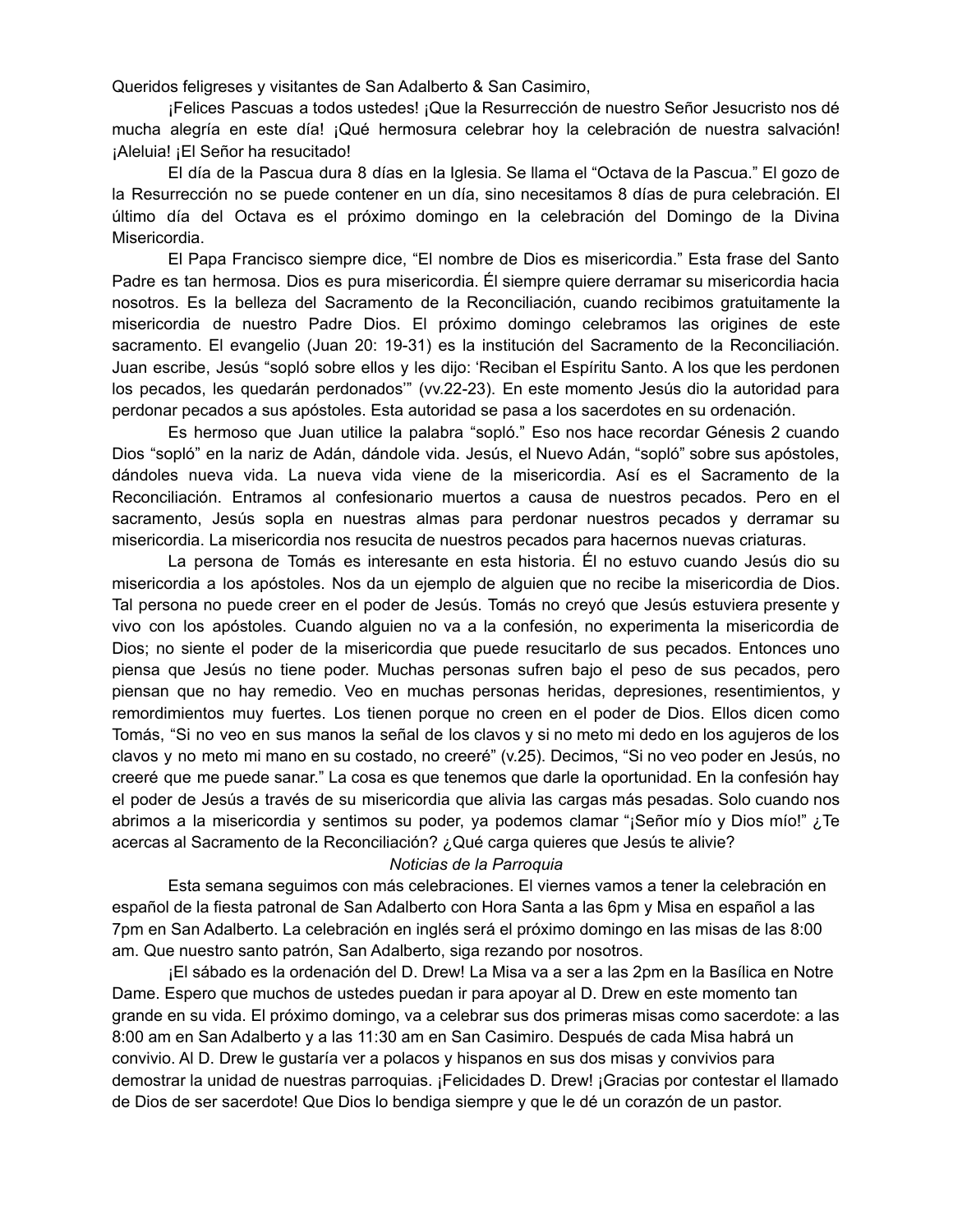Queridos feligreses y visitantes de San Adalberto & San Casimiro,

¡Felices Pascuas a todos ustedes! ¡Que la Resurrección de nuestro Señor Jesucristo nos dé mucha alegría en este día! ¡Qué hermosura celebrar hoy la celebración de nuestra salvación! ¡Aleluia! ¡El Señor ha resucitado!

El día de la Pascua dura 8 días en la Iglesia. Se llama el "Octava de la Pascua." El gozo de la Resurrección no se puede contener en un día, sino necesitamos 8 días de pura celebración. El último día del Octava es el próximo domingo en la celebración del Domingo de la Divina Misericordia.

El Papa Francisco siempre dice, "El nombre de Dios es misericordia." Esta frase del Santo Padre es tan hermosa. Dios es pura misericordia. Él siempre quiere derramar su misericordia hacia nosotros. Es la belleza del Sacramento de la Reconciliación, cuando recibimos gratuitamente la misericordia de nuestro Padre Dios. El próximo domingo celebramos las origines de este sacramento. El evangelio (Juan 20: 19-31) es la institución del Sacramento de la Reconciliación. Juan escribe, Jesús "sopló sobre ellos y les dijo: 'Reciban el Espíritu Santo. A los que les perdonen los pecados, les quedarán perdonados'" (vv.22-23). En este momento Jesús dio la autoridad para perdonar pecados a sus apóstoles. Esta autoridad se pasa a los sacerdotes en su ordenación.

Es hermoso que Juan utilice la palabra "sopló." Eso nos hace recordar Génesis 2 cuando Dios "sopló" en la nariz de Adán, dándole vida. Jesús, el Nuevo Adán, "sopló" sobre sus apóstoles, dándoles nueva vida. La nueva vida viene de la misericordia. Así es el Sacramento de la Reconciliación. Entramos al confesionario muertos a causa de nuestros pecados. Pero en el sacramento, Jesús sopla en nuestras almas para perdonar nuestros pecados y derramar su misericordia. La misericordia nos resucita de nuestros pecados para hacernos nuevas criaturas.

La persona de Tomás es interesante en esta historia. Él no estuvo cuando Jesús dio su misericordia a los apóstoles. Nos da un ejemplo de alguien que no recibe la misericordia de Dios. Tal persona no puede creer en el poder de Jesús. Tomás no creyó que Jesús estuviera presente y vivo con los apóstoles. Cuando alguien no va a la confesión, no experimenta la misericordia de Dios; no siente el poder de la misericordia que puede resucitarlo de sus pecados. Entonces uno piensa que Jesús no tiene poder. Muchas personas sufren bajo el peso de sus pecados, pero piensan que no hay remedio. Veo en muchas personas heridas, depresiones, resentimientos, y remordimientos muy fuertes. Los tienen porque no creen en el poder de Dios. Ellos dicen como Tomás, "Si no veo en sus manos la señal de los clavos y si no meto mi dedo en los agujeros de los clavos y no meto mi mano en su costado, no creeré" (v.25). Decimos, "Si no veo poder en Jesús, no creeré que me puede sanar." La cosa es que tenemos que darle la oportunidad. En la confesión hay el poder de Jesús a través de su misericordia que alivia las cargas más pesadas. Solo cuando nos abrimos a la misericordia y sentimos su poder, ya podemos clamar "¡Señor mío y Dios mío!" ¿Te acercas al Sacramento de la Reconciliación? ¿Qué carga quieres que Jesús te alivie?

*Noticias de la Parroquia*

Esta semana seguimos con más celebraciones. El viernes vamos a tener la celebración en español de la fiesta patronal de San Adalberto con Hora Santa a las 6pm y Misa en español a las 7pm en San Adalberto. La celebración en inglés será el próximo domingo en las misas de las 8:00 am. Que nuestro santo patrón, San Adalberto, siga rezando por nosotros.

¡El sábado es la ordenación del D. Drew! La Misa va a ser a las 2pm en la Basílica en Notre Dame. Espero que muchos de ustedes puedan ir para apoyar al D. Drew en este momento tan grande en su vida. El próximo domingo, va a celebrar sus dos primeras misas como sacerdote: a las 8:00 am en San Adalberto y a las 11:30 am en San Casimiro. Después de cada Misa habrá un convivio. Al D. Drew le gustaría ver a polacos y hispanos en sus dos misas y convivios para demostrar la unidad de nuestras parroquias. ¡Felicidades D. Drew! ¡Gracias por contestar el llamado de Dios de ser sacerdote! Que Dios lo bendiga siempre y que le dé un corazón de un pastor.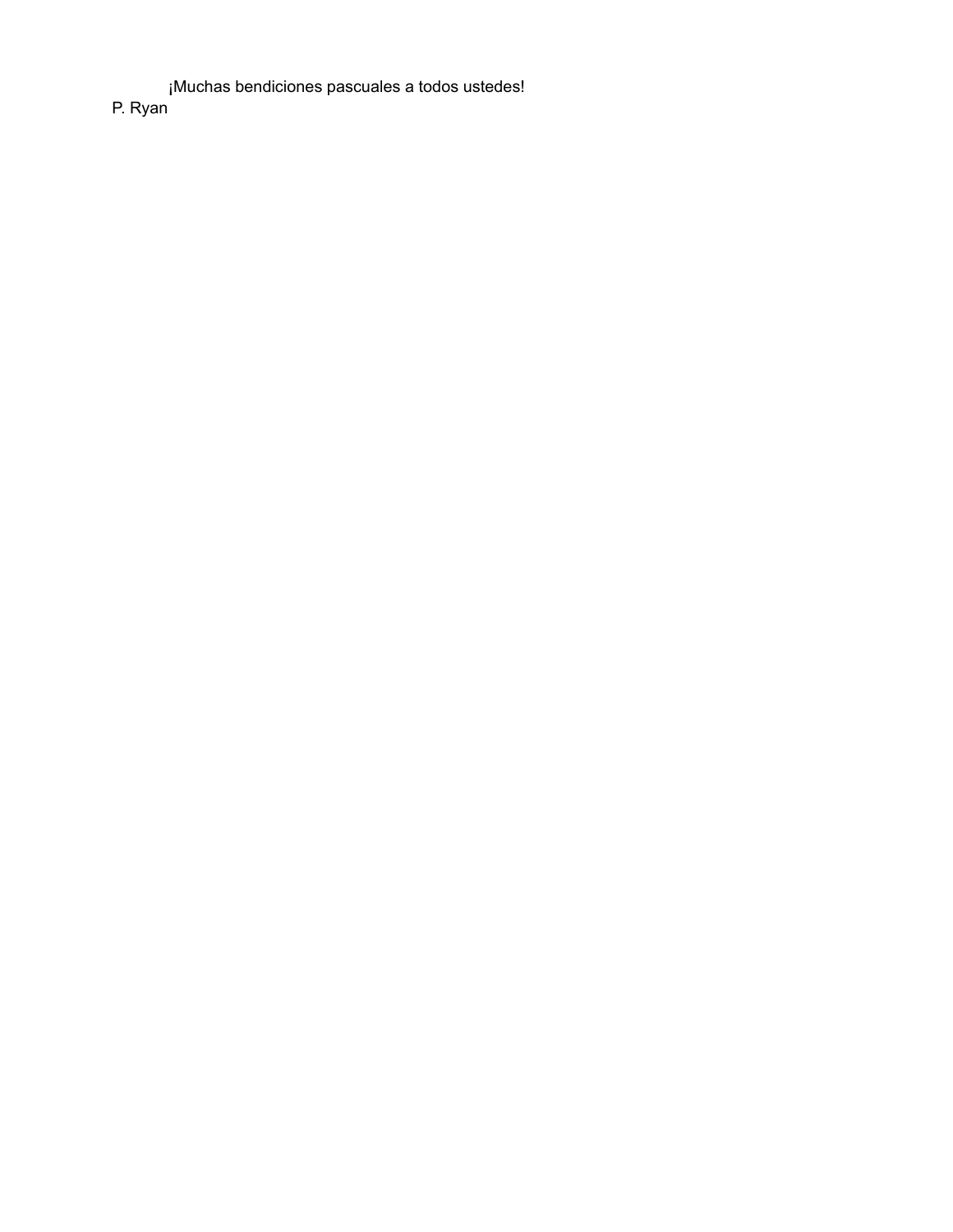¡Muchas bendiciones pascuales a todos ustedes!

P. Ryan